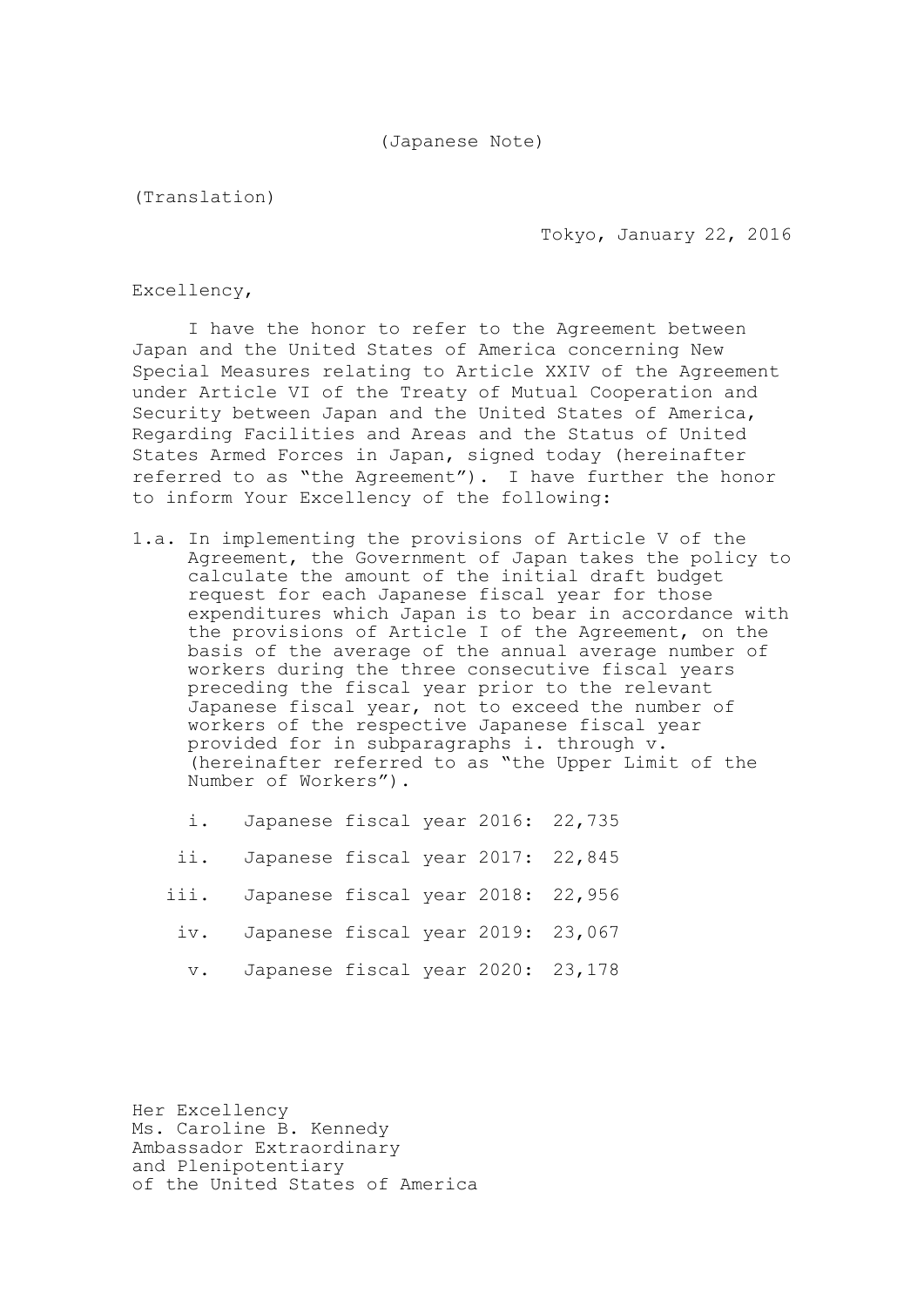(Japanese Note)

(Translation)

Tokyo, January 22, 2016

Excellency,

I have the honor to refer to the Agreement between Japan and the United States of America concerning New Special Measures relating to Article XXIV of the Agreement under Article VI of the Treaty of Mutual Cooperation and Security between Japan and the United States of America, Regarding Facilities and Areas and the Status of United States Armed Forces in Japan, signed today (hereinafter referred to as "the Agreement"). I have further the honor to inform Your Excellency of the following:

1.a. In implementing the provisions of Article V of the Agreement, the Government of Japan takes the policy to calculate the amount of the initial draft budget request for each Japanese fiscal year for those expenditures which Japan is to bear in accordance with the provisions of Article I of the Agreement, on the basis of the average of the annual average number of workers during the three consecutive fiscal years preceding the fiscal year prior to the relevant Japanese fiscal year, not to exceed the number of workers of the respective Japanese fiscal year provided for in subparagraphs i. through v. (hereinafter referred to as "the Upper Limit of the Number of Workers").

i. Japanese fiscal year 2016: 22,735

ii. Japanese fiscal year 2017: 22,845

iii. Japanese fiscal year 2018: 22,956

iv. Japanese fiscal year 2019: 23,067

v. Japanese fiscal year 2020: 23,178

Her Excellency
Ms. Caroline B. Kennedy
Ambassador Extraordinary
and Plenipotentiary
of the United States of America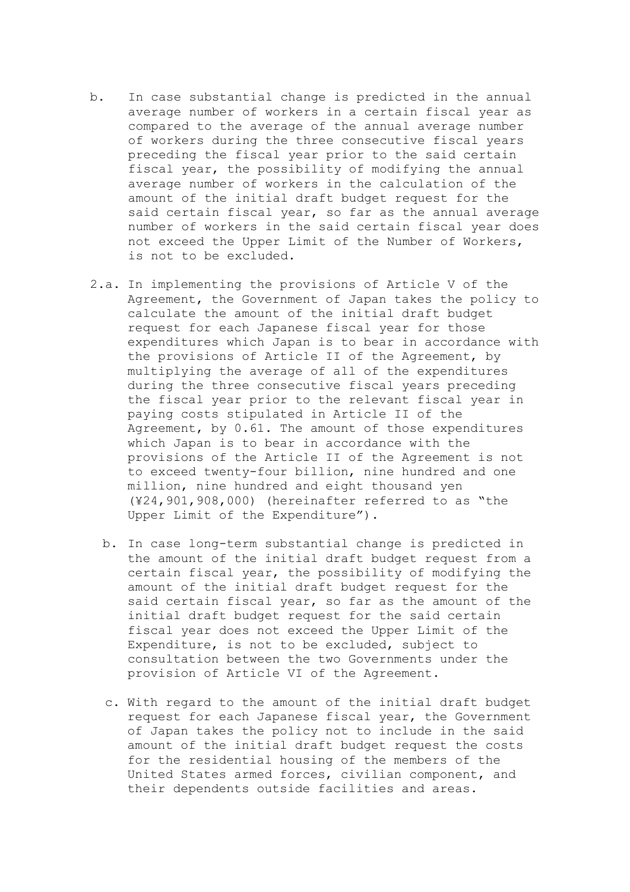b. In case substantial change is predicted in the annual average number of workers in a certain fiscal year as compared to the average of the annual average number of workers during the three consecutive fiscal years preceding the fiscal year prior to the said certain fiscal year, the possibility of modifying the annual average number of workers in the calculation of the amount of the initial draft budget request for the said certain fiscal year, so far as the annual average number of workers in the said certain fiscal year does not exceed the Upper Limit of the Number of Workers, is not to be excluded.

2.a. In implementing the provisions of Article V of the Agreement, the Government of Japan takes the policy to calculate the amount of the initial draft budget request for each Japanese fiscal year for those expenditures which Japan is to bear in accordance with the provisions of Article II of the Agreement, by multiplying the average of all of the expenditures during the three consecutive fiscal years preceding the fiscal year prior to the relevant fiscal year in paying costs stipulated in Article II of the Agreement, by 0.61. The amount of those expenditures which Japan is to bear in accordance with the provisions of the Article II of the Agreement is not to exceed twenty-four billion, nine hundred and one million, nine hundred and eight thousand yen (¥24,901,908,000) (hereinafter referred to as "the Upper Limit of the Expenditure").

b. In case long-term substantial change is predicted in the amount of the initial draft budget request from a certain fiscal year, the possibility of modifying the amount of the initial draft budget request for the said certain fiscal year, so far as the amount of the initial draft budget request for the said certain fiscal year does not exceed the Upper Limit of the Expenditure, is not to be excluded, subject to consultation between the two Governments under the provision of Article VI of the Agreement.

c. With regard to the amount of the initial draft budget request for each Japanese fiscal year, the Government of Japan takes the policy not to include in the said amount of the initial draft budget request the costs for the residential housing of the members of the United States armed forces, civilian component, and their dependents outside facilities and areas.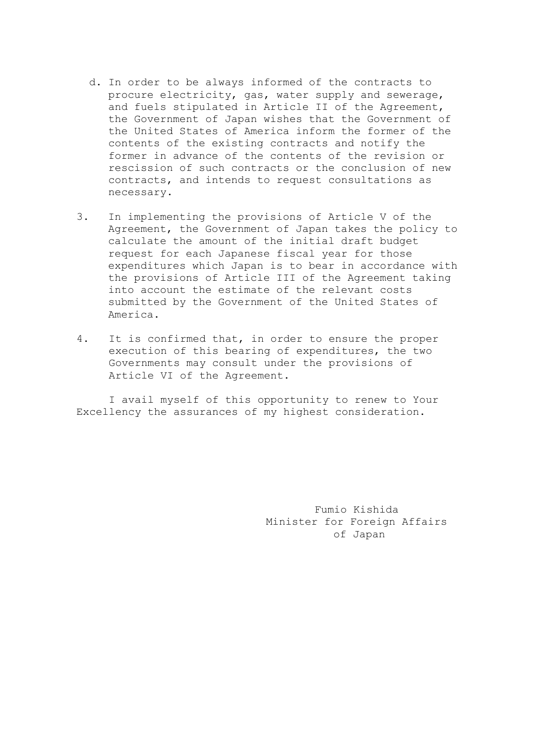d. In order to be always informed of the contracts to procure electricity, gas, water supply and sewerage, and fuels stipulated in Article II of the Agreement, the Government of Japan wishes that the Government of the United States of America inform the former of the contents of the existing contracts and notify the former in advance of the contents of the revision or rescission of such contracts or the conclusion of new contracts, and intends to request consultations as necessary.

3. In implementing the provisions of Article V of the Agreement, the Government of Japan takes the policy to calculate the amount of the initial draft budget request for each Japanese fiscal year for those expenditures which Japan is to bear in accordance with the provisions of Article III of the Agreement taking into account the estimate of the relevant costs submitted by the Government of the United States of America.

4. It is confirmed that, in order to ensure the proper execution of this bearing of expenditures, the two Governments may consult under the provisions of Article VI of the Agreement.

I avail myself of this opportunity to renew to Your Excellency the assurances of my highest consideration.

Fumio Kishida
Minister for Foreign Affairs
of Japan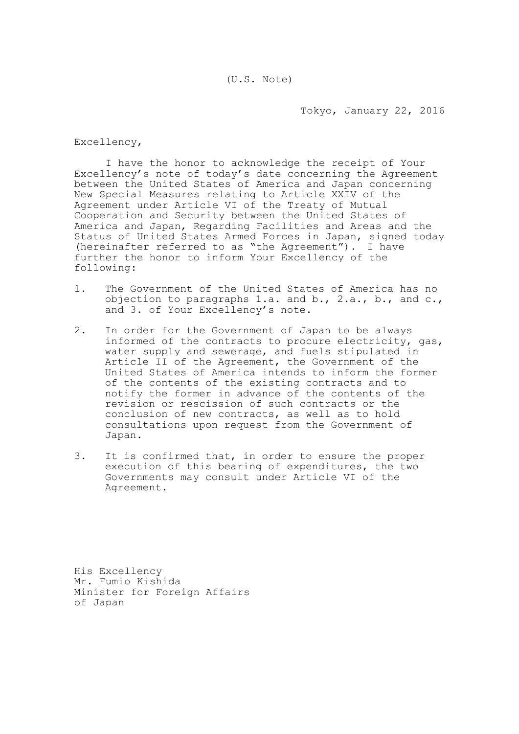(U.S. Note)

Tokyo, January 22, 2016

Excellency,

I have the honor to acknowledge the receipt of Your Excellency's note of today's date concerning the Agreement between the United States of America and Japan concerning New Special Measures relating to Article XXIV of the Agreement under Article VI of the Treaty of Mutual Cooperation and Security between the United States of America and Japan, Regarding Facilities and Areas and the Status of United States Armed Forces in Japan, signed today (hereinafter referred to as "the Agreement"). I have further the honor to inform Your Excellency of the following:

1. The Government of the United States of America has no objection to paragraphs 1.a. and b., 2.a., b., and c., and 3. of Your Excellency's note.

2. In order for the Government of Japan to be always informed of the contracts to procure electricity, gas, water supply and sewerage, and fuels stipulated in Article II of the Agreement, the Government of the United States of America intends to inform the former of the contents of the existing contracts and to notify the former in advance of the contents of the revision or rescission of such contracts or the conclusion of new contracts, as well as to hold consultations upon request from the Government of Japan.

3. It is confirmed that, in order to ensure the proper execution of this bearing of expenditures, the two Governments may consult under Article VI of the Agreement.

His Excellency
Mr. Fumio Kishida
Minister for Foreign Affairs
of Japan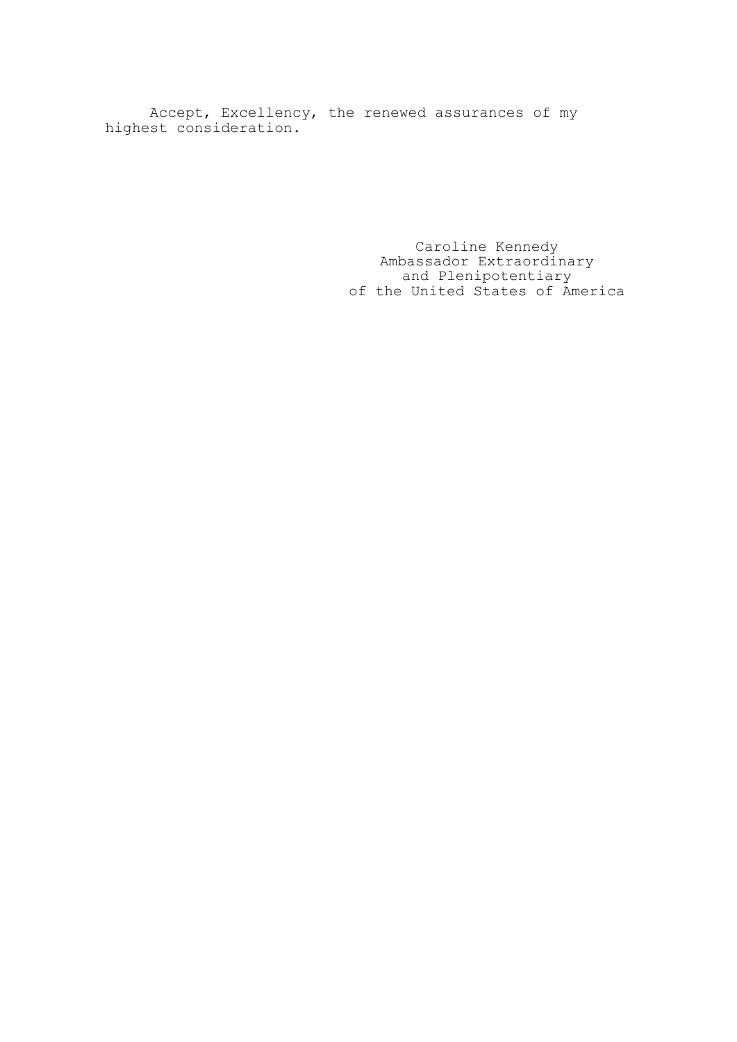Accept, Excellency, the renewed assurances of my highest consideration.

Caroline Kennedy
Ambassador Extraordinary
and Plenipotentiary
of the United States of America